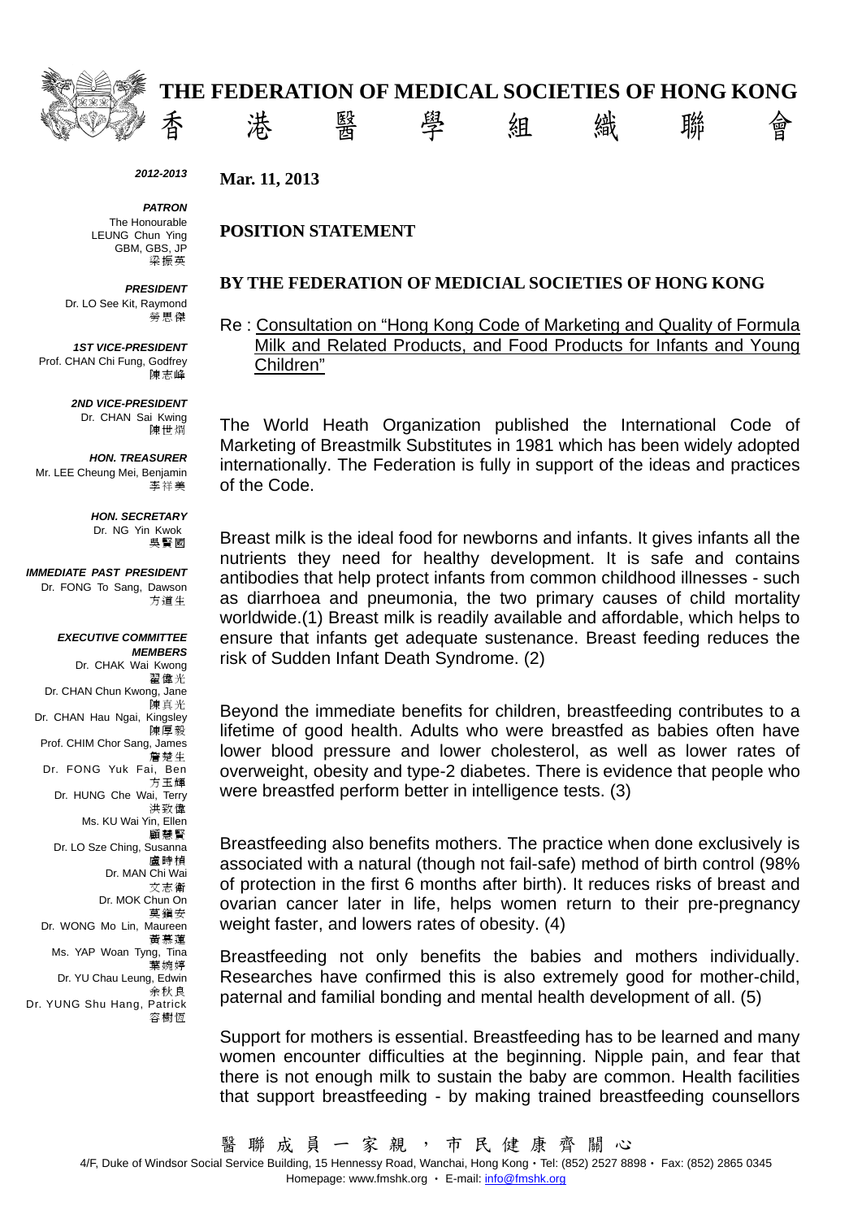# THE FEDERATION OF MEDICAL SOCIETIES OF HONG KONG

# 香 港 醫 學 組 織 聯 會

*2012-2013*

***PATRON***
The Honourable
LEUNG Chun Ying
GBM, GBS, JP
梁振英

***PRESIDENT***
Dr. LO See Kit, Raymond
勞思傑

***1ST VICE-PRESIDENT***
Prof. CHAN Chi Fung, Godfrey
陳志峰

***2ND VICE-PRESIDENT***
Dr. CHAN Sai Kwing
陳世炯

***HON. TREASURER***
Mr. LEE Cheung Mei, Benjamin
李祥美

***HON. SECRETARY***
Dr. NG Yin Kwok
吳賢國

***IMMEDIATE PAST PRESIDENT***
Dr. FONG To Sang, Dawson
方道生

***EXECUTIVE COMMITTEE MEMBERS***
Dr. CHAK Wai Kwong
翟偉光
Dr. CHAN Chun Kwong, Jane
陳真光
Dr. CHAN Hau Ngai, Kingsley
陳厚毅
Prof. CHIM Chor Sang, James
詹楚生
Dr. FONG Yuk Fai, Ben
方玉輝
Dr. HUNG Che Wai, Terry
洪致偉
Ms. KU Wai Yin, Ellen
顧慧賢
Dr. LO Sze Ching, Susanna
盧時楨
Dr. MAN Chi Wai
文志衛
Dr. MOK Chun On
莫鎮安
Dr. WONG Mo Lin, Maureen
黃慕蓮
Ms. YAP Woan Tyng, Tina
葉婉婷
Dr. YU Chau Leung, Edwin
余秋良
Dr. YUNG Shu Hang, Patrick
容樹恆

**Mar. 11, 2013**

**POSITION STATEMENT**

**BY THE FEDERATION OF MEDICAL SOCIETIES OF HONG KONG**

Re : <u>Consultation on "Hong Kong Code of Marketing and Quality of Formula Milk and Related Products, and Food Products for Infants and Young Children"</u>

The World Heath Organization published the International Code of Marketing of Breastmilk Substitutes in 1981 which has been widely adopted internationally. The Federation is fully in support of the ideas and practices of the Code.

Breast milk is the ideal food for newborns and infants. It gives infants all the nutrients they need for healthy development. It is safe and contains antibodies that help protect infants from common childhood illnesses - such as diarrhoea and pneumonia, the two primary causes of child mortality worldwide.(1) Breast milk is readily available and affordable, which helps to ensure that infants get adequate sustenance. Breast feeding reduces the risk of Sudden Infant Death Syndrome. (2)

Beyond the immediate benefits for children, breastfeeding contributes to a lifetime of good health. Adults who were breastfed as babies often have lower blood pressure and lower cholesterol, as well as lower rates of overweight, obesity and type-2 diabetes. There is evidence that people who were breastfed perform better in intelligence tests. (3)

Breastfeeding also benefits mothers. The practice when done exclusively is associated with a natural (though not fail-safe) method of birth control (98% of protection in the first 6 months after birth). It reduces risks of breast and ovarian cancer later in life, helps women return to their pre-pregnancy weight faster, and lowers rates of obesity. (4)

Breastfeeding not only benefits the babies and mothers individually. Researches have confirmed this is also extremely good for mother-child, paternal and familial bonding and mental health development of all. (5)

Support for mothers is essential. Breastfeeding has to be learned and many women encounter difficulties at the beginning. Nipple pain, and fear that there is not enough milk to sustain the baby are common. Health facilities that support breastfeeding - by making trained breastfeeding counsellors

醫 聯 成 員 一 家 親 ， 市 民 健 康 齊 關 心

4/F, Duke of Windsor Social Service Building, 15 Hennessy Road, Wanchai, Hong Kong • Tel: (852) 2527 8898 • Fax: (852) 2865 0345
Homepage: www.fmshk.org • E-mail: info@fmshk.org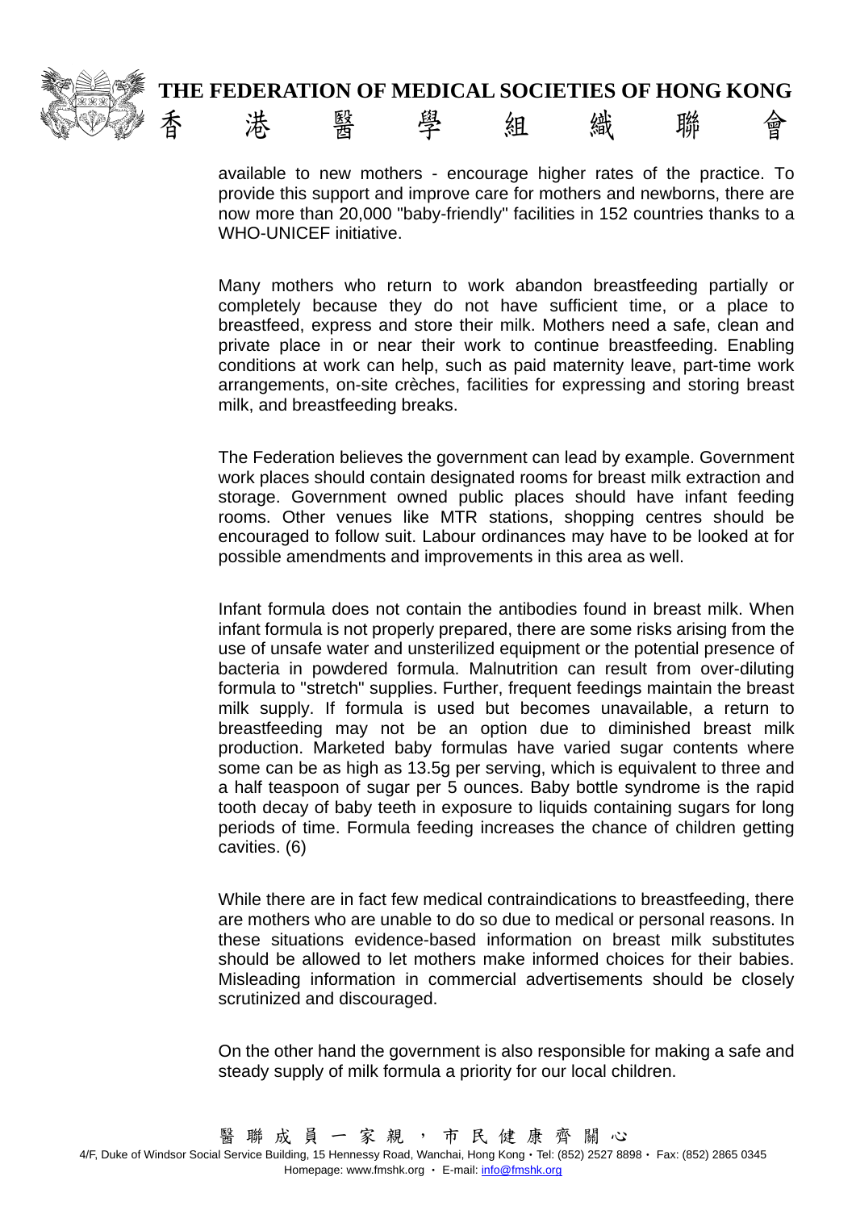available to new mothers - encourage higher rates of the practice. To provide this support and improve care for mothers and newborns, there are now more than 20,000 "baby-friendly" facilities in 152 countries thanks to a WHO-UNICEF initiative.

Many mothers who return to work abandon breastfeeding partially or completely because they do not have sufficient time, or a place to breastfeed, express and store their milk. Mothers need a safe, clean and private place in or near their work to continue breastfeeding. Enabling conditions at work can help, such as paid maternity leave, part-time work arrangements, on-site crèches, facilities for expressing and storing breast milk, and breastfeeding breaks.

The Federation believes the government can lead by example. Government work places should contain designated rooms for breast milk extraction and storage. Government owned public places should have infant feeding rooms. Other venues like MTR stations, shopping centres should be encouraged to follow suit. Labour ordinances may have to be looked at for possible amendments and improvements in this area as well.

Infant formula does not contain the antibodies found in breast milk. When infant formula is not properly prepared, there are some risks arising from the use of unsafe water and unsterilized equipment or the potential presence of bacteria in powdered formula. Malnutrition can result from over-diluting formula to "stretch" supplies. Further, frequent feedings maintain the breast milk supply. If formula is used but becomes unavailable, a return to breastfeeding may not be an option due to diminished breast milk production. Marketed baby formulas have varied sugar contents where some can be as high as 13.5g per serving, which is equivalent to three and a half teaspoon of sugar per 5 ounces. Baby bottle syndrome is the rapid tooth decay of baby teeth in exposure to liquids containing sugars for long periods of time. Formula feeding increases the chance of children getting cavities. (6)

While there are in fact few medical contraindications to breastfeeding, there are mothers who are unable to do so due to medical or personal reasons. In these situations evidence-based information on breast milk substitutes should be allowed to let mothers make informed choices for their babies. Misleading information in commercial advertisements should be closely scrutinized and discouraged.

On the other hand the government is also responsible for making a safe and steady supply of milk formula a priority for our local children.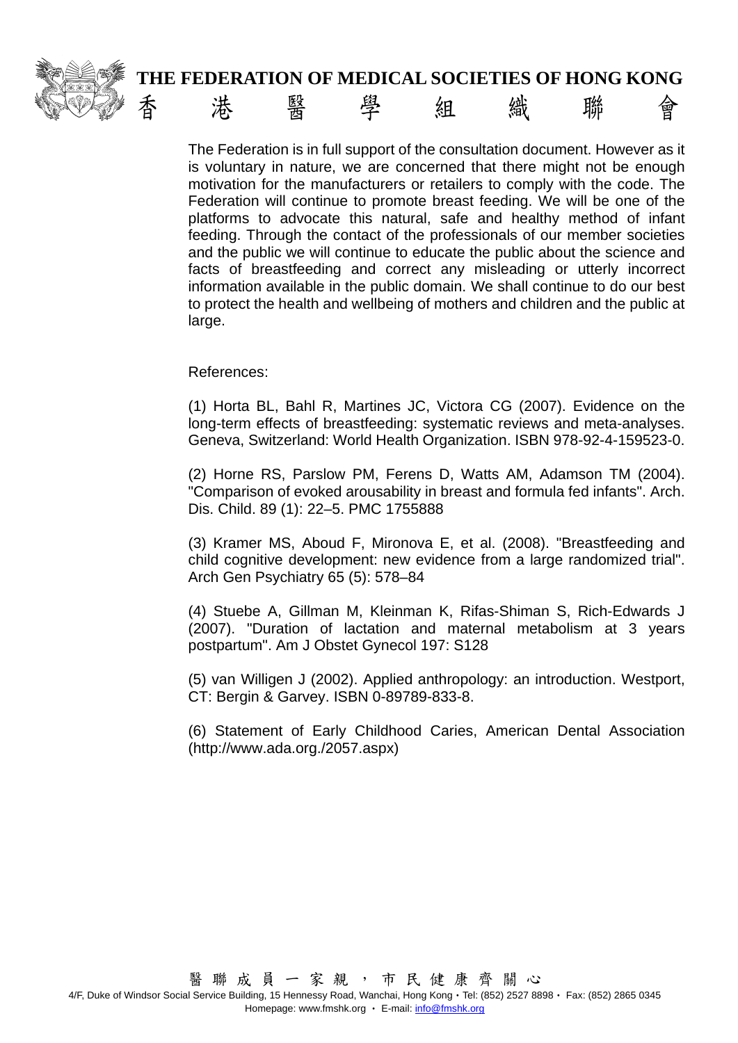The Federation is in full support of the consultation document. However as it is voluntary in nature, we are concerned that there might not be enough motivation for the manufacturers or retailers to comply with the code. The Federation will continue to promote breast feeding. We will be one of the platforms to advocate this natural, safe and healthy method of infant feeding. Through the contact of the professionals of our member societies and the public we will continue to educate the public about the science and facts of breastfeeding and correct any misleading or utterly incorrect information available in the public domain. We shall continue to do our best to protect the health and wellbeing of mothers and children and the public at large.

References:

(1) Horta BL, Bahl R, Martines JC, Victora CG (2007). Evidence on the long-term effects of breastfeeding: systematic reviews and meta-analyses. Geneva, Switzerland: World Health Organization. ISBN 978-92-4-159523-0.

(2) Horne RS, Parslow PM, Ferens D, Watts AM, Adamson TM (2004). "Comparison of evoked arousability in breast and formula fed infants". Arch. Dis. Child. 89 (1): 22–5. PMC 1755888

(3) Kramer MS, Aboud F, Mironova E, et al. (2008). "Breastfeeding and child cognitive development: new evidence from a large randomized trial". Arch Gen Psychiatry 65 (5): 578–84

(4) Stuebe A, Gillman M, Kleinman K, Rifas-Shiman S, Rich-Edwards J (2007). "Duration of lactation and maternal metabolism at 3 years postpartum". Am J Obstet Gynecol 197: S128

(5) van Willigen J (2002). Applied anthropology: an introduction. Westport, CT: Bergin & Garvey. ISBN 0-89789-833-8.

(6) Statement of Early Childhood Caries, American Dental Association (http://www.ada.org./2057.aspx)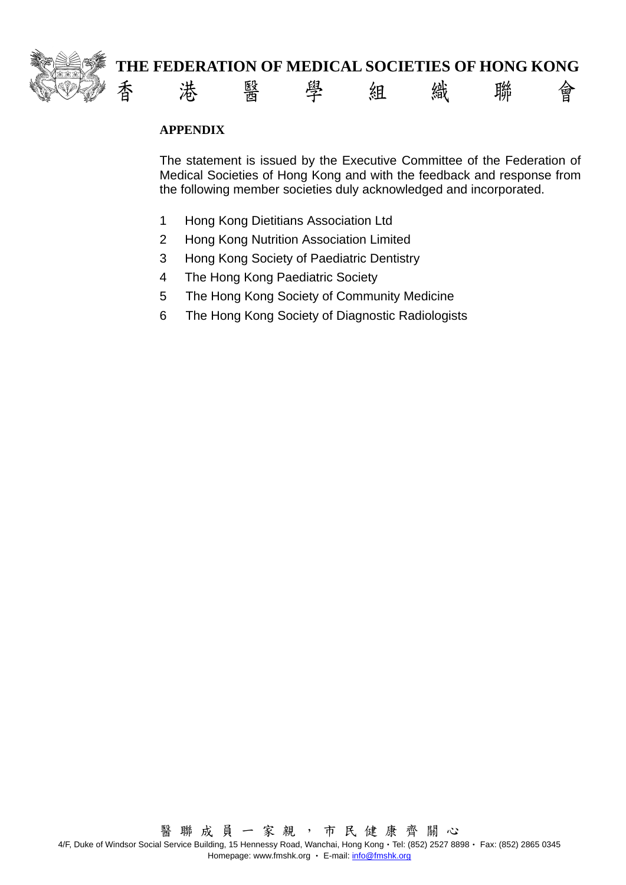**APPENDIX**

The statement is issued by the Executive Committee of the Federation of Medical Societies of Hong Kong and with the feedback and response from the following member societies duly acknowledged and incorporated.

1. Hong Kong Dietitians Association Ltd
2. Hong Kong Nutrition Association Limited
3. Hong Kong Society of Paediatric Dentistry
4. The Hong Kong Paediatric Society
5. The Hong Kong Society of Community Medicine
6. The Hong Kong Society of Diagnostic Radiologists